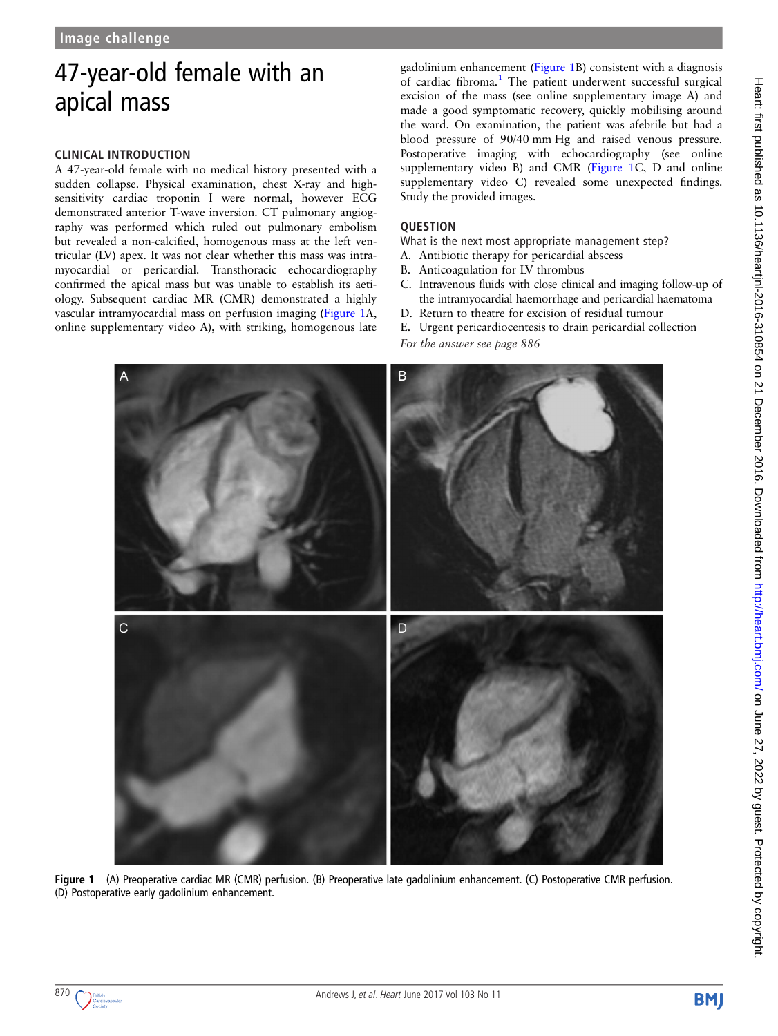Image challenge

# 47-year-old female with an apical mass

## CLINICAL INTRODUCTION

A 47-year-old female with no medical history presented with a sudden collapse. Physical examination, chest X-ray and high-sensitivity cardiac troponin I were normal, however ECG demonstrated anterior T-wave inversion. CT pulmonary angiography was performed which ruled out pulmonary embolism but revealed a non-calcified, homogenous mass at the left ventricular (LV) apex. It was not clear whether this mass was intramyocardial or pericardial. Transthoracic echocardiography confirmed the apical mass but was unable to establish its aetiology. Subsequent cardiac MR (CMR) demonstrated a highly vascular intramyocardial mass on perfusion imaging (Figure 1A, online supplementary video A), with striking, homogenous late gadolinium enhancement (Figure 1B) consistent with a diagnosis of cardiac fibroma.[1] The patient underwent successful surgical excision of the mass (see online supplementary image A) and made a good symptomatic recovery, quickly mobilising around the ward. On examination, the patient was afebrile but had a blood pressure of 90/40 mm Hg and raised venous pressure. Postoperative imaging with echocardiography (see online supplementary video B) and CMR (Figure 1C, D and online supplementary video C) revealed some unexpected findings. Study the provided images.

## QUESTION

What is the next most appropriate management step?

A. Antibiotic therapy for pericardial abscess
B. Anticoagulation for LV thrombus
C. Intravenous fluids with close clinical and imaging follow-up of the intramyocardial haemorrhage and pericardial haematoma
D. Return to theatre for excision of residual tumour
E. Urgent pericardiocentesis to drain pericardial collection

*For the answer see page 886*

**Figure 1** (A) Preoperative cardiac MR (CMR) perfusion. (B) Preoperative late gadolinium enhancement. (C) Postoperative CMR perfusion. (D) Postoperative early gadolinium enhancement.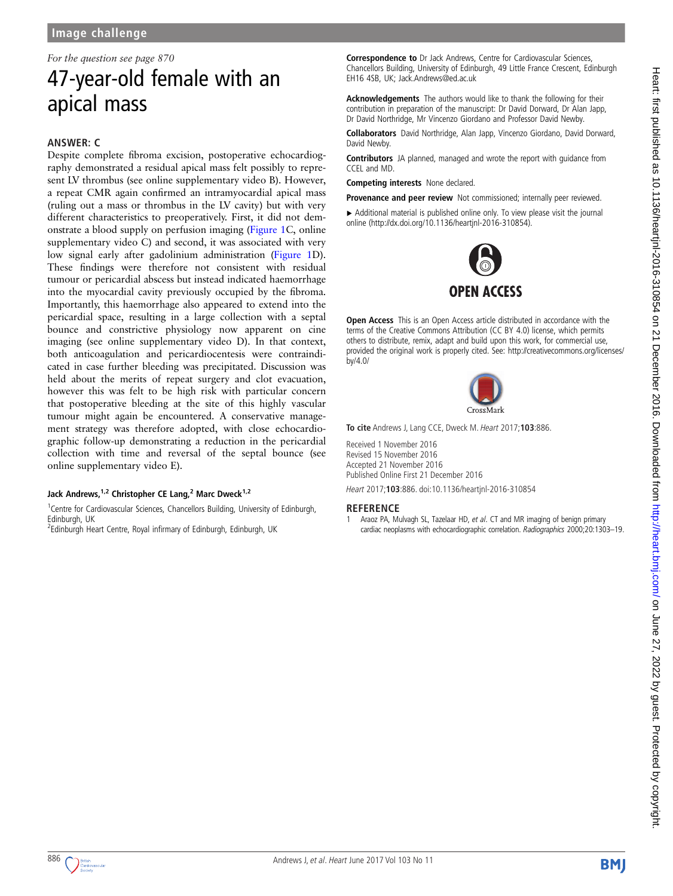# Image challenge

*For the question see page 870*

# 47-year-old female with an apical mass

## ANSWER: C

Despite complete fibroma excision, postoperative echocardiography demonstrated a residual apical mass felt possibly to represent LV thrombus (see online supplementary video B). However, a repeat CMR again confirmed an intramyocardial apical mass (ruling out a mass or thrombus in the LV cavity) but with very different characteristics to preoperatively. First, it did not demonstrate a blood supply on perfusion imaging (Figure 1C, online supplementary video C) and second, it was associated with very low signal early after gadolinium administration (Figure 1D). These findings were therefore not consistent with residual tumour or pericardial abscess but instead indicated haemorrhage into the myocardial cavity previously occupied by the fibroma. Importantly, this haemorrhage also appeared to extend into the pericardial space, resulting in a large collection with a septal bounce and constrictive physiology now apparent on cine imaging (see online supplementary video D). In that context, both anticoagulation and pericardiocentesis were contraindicated in case further bleeding was precipitated. Discussion was held about the merits of repeat surgery and clot evacuation, however this was felt to be high risk with particular concern that postoperative bleeding at the site of this highly vascular tumour might again be encountered. A conservative management strategy was therefore adopted, with close echocardiographic follow-up demonstrating a reduction in the pericardial collection with time and reversal of the septal bounce (see online supplementary video E).

**Jack Andrews,[1,2] Christopher CE Lang,[2] Marc Dweck[1,2]**

[1]Centre for Cardiovascular Sciences, Chancellors Building, University of Edinburgh, Edinburgh, UK
[2]Edinburgh Heart Centre, Royal infirmary of Edinburgh, Edinburgh, UK

**Correspondence to** Dr Jack Andrews, Centre for Cardiovascular Sciences, Chancellors Building, University of Edinburgh, 49 Little France Crescent, Edinburgh EH16 4SB, UK; Jack.Andrews@ed.ac.uk

**Acknowledgements** The authors would like to thank the following for their contribution in preparation of the manuscript: Dr David Dorward, Dr Alan Japp, Dr David Northridge, Mr Vincenzo Giordano and Professor David Newby.

**Collaborators** David Northridge, Alan Japp, Vincenzo Giordano, David Dorward, David Newby.

**Contributors** JA planned, managed and wrote the report with guidance from CCEL and MD.

**Competing interests** None declared.

**Provenance and peer review** Not commissioned; internally peer reviewed.

▸ Additional material is published online only. To view please visit the journal online (http://dx.doi.org/10.1136/heartjnl-2016-310854).

OPEN ACCESS

**Open Access** This is an Open Access article distributed in accordance with the terms of the Creative Commons Attribution (CC BY 4.0) license, which permits others to distribute, remix, adapt and build upon this work, for commercial use, provided the original work is properly cited. See: http://creativecommons.org/licenses/by/4.0/

**To cite** Andrews J, Lang CCE, Dweck M. *Heart* 2017;**103**:886.

Received 1 November 2016
Revised 15 November 2016
Accepted 21 November 2016
Published Online First 21 December 2016

*Heart* 2017;**103**:886. doi:10.1136/heartjnl-2016-310854

## REFERENCE

1. Araoz PA, Mulvagh SL, Tazelaar HD, *et al*. CT and MR imaging of benign primary cardiac neoplasms with echocardiographic correlation. *Radiographics* 2000;20:1303–19.